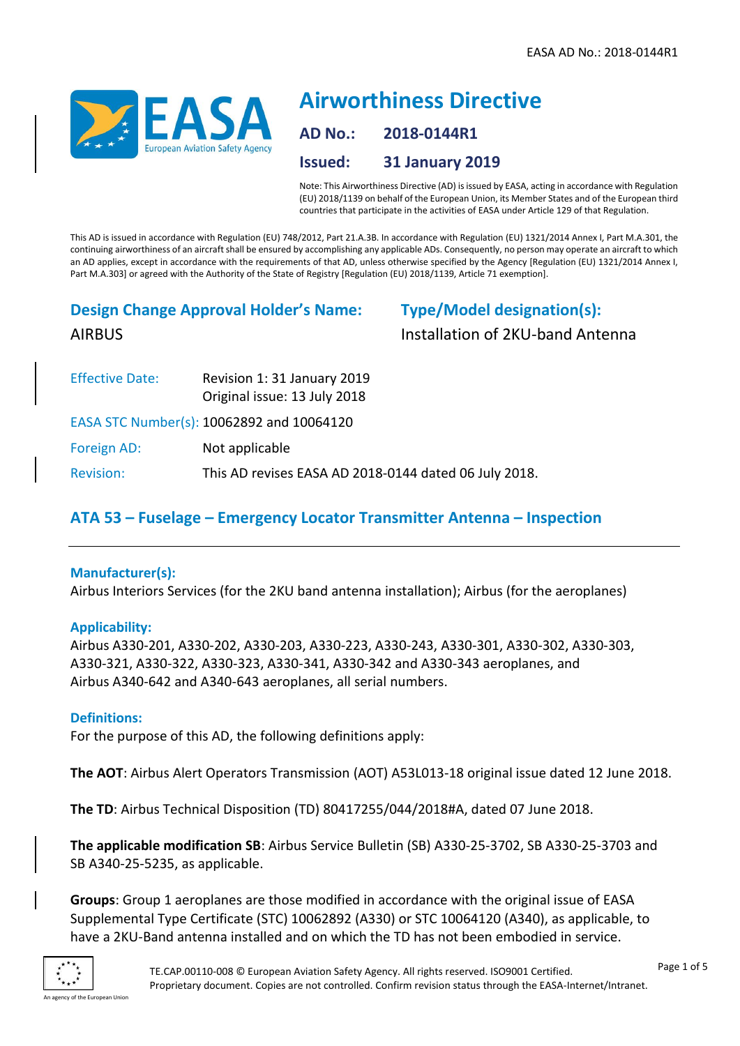# Airworthiness Directive

**AD No.:** 2018-0144R1

**Issued:** 31 January 2019

Note: This Airworthiness Directive (AD) is issued by EASA, acting in accordance with Regulation (EU) 2018/1139 on behalf of the European Union, its Member States and of the European third countries that participate in the activities of EASA under Article 129 of that Regulation.

This AD is issued in accordance with Regulation (EU) 748/2012, Part 21.A.3B. In accordance with Regulation (EU) 1321/2014 Annex I, Part M.A.301, the continuing airworthiness of an aircraft shall be ensured by accomplishing any applicable ADs. Consequently, no person may operate an aircraft to which an AD applies, except in accordance with the requirements of that AD, unless otherwise specified by the Agency [Regulation (EU) 1321/2014 Annex I, Part M.A.303] or agreed with the Authority of the State of Registry [Regulation (EU) 2018/1139, Article 71 exemption].

**Design Change Approval Holder's Name:**
AIRBUS

**Type/Model designation(s):**
Installation of 2KU-band Antenna

| | |
|---|---|
| Effective Date: | Revision 1: 31 January 2019<br>Original issue: 13 July 2018 |
| EASA STC Number(s): | 10062892 and 10064120 |
| Foreign AD: | Not applicable |
| Revision: | This AD revises EASA AD 2018-0144 dated 06 July 2018. |

## ATA 53 – Fuselage – Emergency Locator Transmitter Antenna – Inspection

### Manufacturer(s):

Airbus Interiors Services (for the 2KU band antenna installation); Airbus (for the aeroplanes)

### Applicability:

Airbus A330-201, A330-202, A330-203, A330-223, A330-243, A330-301, A330-302, A330-303, A330-321, A330-322, A330-323, A330-341, A330-342 and A330-343 aeroplanes, and Airbus A340-642 and A340-643 aeroplanes, all serial numbers.

### Definitions:

For the purpose of this AD, the following definitions apply:

**The AOT**: Airbus Alert Operators Transmission (AOT) A53L013-18 original issue dated 12 June 2018.

**The TD**: Airbus Technical Disposition (TD) 80417255/044/2018#A, dated 07 June 2018.

**The applicable modification SB**: Airbus Service Bulletin (SB) A330-25-3702, SB A330-25-3703 and SB A340-25-5235, as applicable.

**Groups**: Group 1 aeroplanes are those modified in accordance with the original issue of EASA Supplemental Type Certificate (STC) 10062892 (A330) or STC 10064120 (A340), as applicable, to have a 2KU-Band antenna installed and on which the TD has not been embodied in service.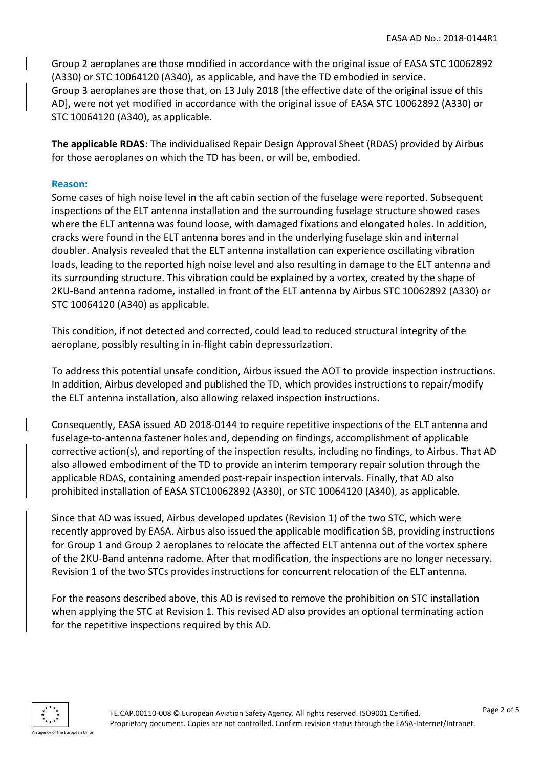Group 2 aeroplanes are those modified in accordance with the original issue of EASA STC 10062892 (A330) or STC 10064120 (A340), as applicable, and have the TD embodied in service.
Group 3 aeroplanes are those that, on 13 July 2018 [the effective date of the original issue of this AD], were not yet modified in accordance with the original issue of EASA STC 10062892 (A330) or STC 10064120 (A340), as applicable.

**The applicable RDAS**: The individualised Repair Design Approval Sheet (RDAS) provided by Airbus for those aeroplanes on which the TD has been, or will be, embodied.

**Reason:**
Some cases of high noise level in the aft cabin section of the fuselage were reported. Subsequent inspections of the ELT antenna installation and the surrounding fuselage structure showed cases where the ELT antenna was found loose, with damaged fixations and elongated holes. In addition, cracks were found in the ELT antenna bores and in the underlying fuselage skin and internal doubler. Analysis revealed that the ELT antenna installation can experience oscillating vibration loads, leading to the reported high noise level and also resulting in damage to the ELT antenna and its surrounding structure. This vibration could be explained by a vortex, created by the shape of 2KU-Band antenna radome, installed in front of the ELT antenna by Airbus STC 10062892 (A330) or STC 10064120 (A340) as applicable.

This condition, if not detected and corrected, could lead to reduced structural integrity of the aeroplane, possibly resulting in in-flight cabin depressurization.

To address this potential unsafe condition, Airbus issued the AOT to provide inspection instructions. In addition, Airbus developed and published the TD, which provides instructions to repair/modify the ELT antenna installation, also allowing relaxed inspection instructions.

Consequently, EASA issued AD 2018-0144 to require repetitive inspections of the ELT antenna and fuselage-to-antenna fastener holes and, depending on findings, accomplishment of applicable corrective action(s), and reporting of the inspection results, including no findings, to Airbus. That AD also allowed embodiment of the TD to provide an interim temporary repair solution through the applicable RDAS, containing amended post-repair inspection intervals. Finally, that AD also prohibited installation of EASA STC10062892 (A330), or STC 10064120 (A340), as applicable.

Since that AD was issued, Airbus developed updates (Revision 1) of the two STC, which were recently approved by EASA. Airbus also issued the applicable modification SB, providing instructions for Group 1 and Group 2 aeroplanes to relocate the affected ELT antenna out of the vortex sphere of the 2KU-Band antenna radome. After that modification, the inspections are no longer necessary. Revision 1 of the two STCs provides instructions for concurrent relocation of the ELT antenna.

For the reasons described above, this AD is revised to remove the prohibition on STC installation when applying the STC at Revision 1. This revised AD also provides an optional terminating action for the repetitive inspections required by this AD.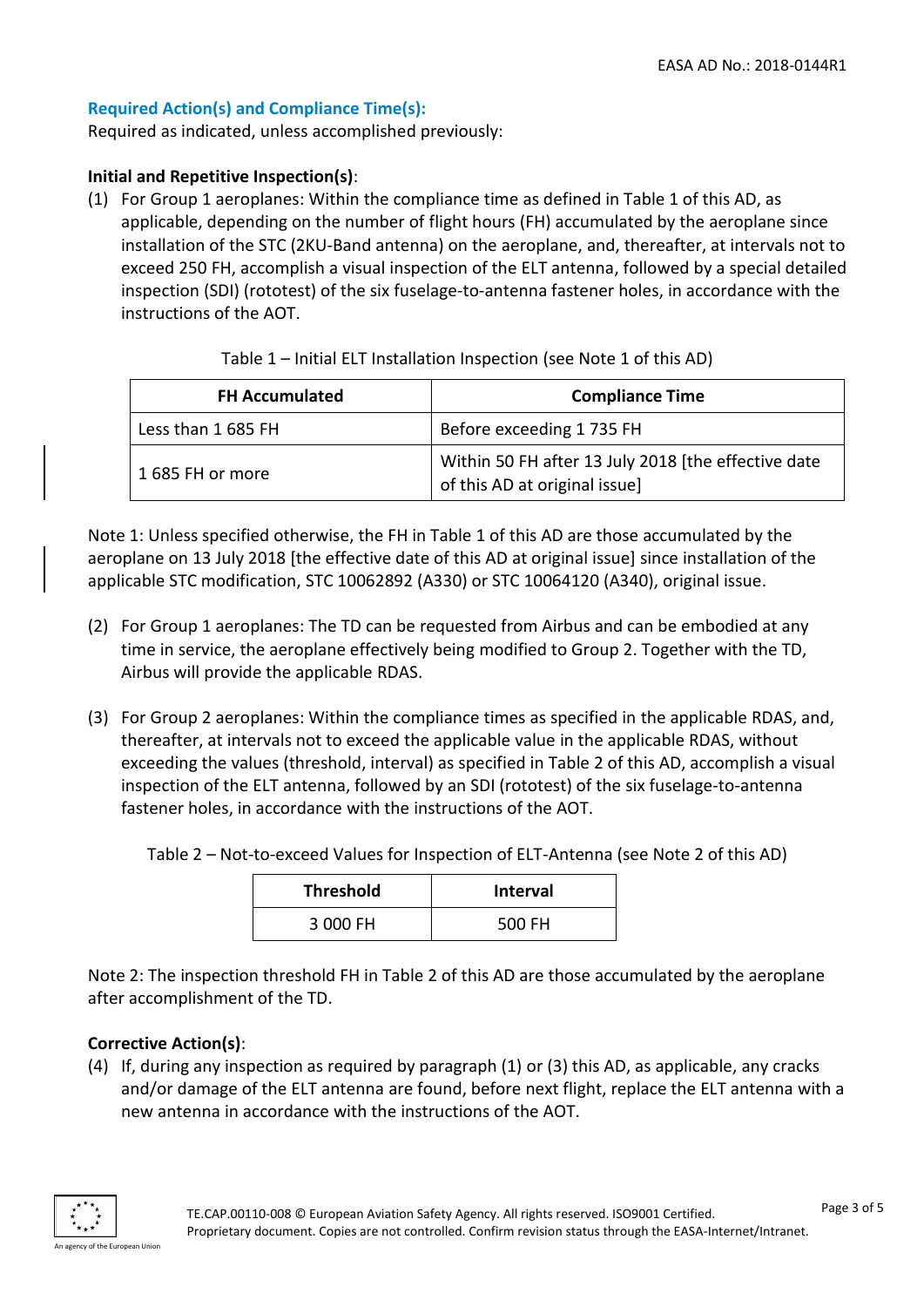### Required Action(s) and Compliance Time(s):

Required as indicated, unless accomplished previously:

**Initial and Repetitive Inspection(s)**:

(1) For Group 1 aeroplanes: Within the compliance time as defined in Table 1 of this AD, as applicable, depending on the number of flight hours (FH) accumulated by the aeroplane since installation of the STC (2KU-Band antenna) on the aeroplane, and, thereafter, at intervals not to exceed 250 FH, accomplish a visual inspection of the ELT antenna, followed by a special detailed inspection (SDI) (rototest) of the six fuselage-to-antenna fastener holes, in accordance with the instructions of the AOT.

Table 1 – Initial ELT Installation Inspection (see Note 1 of this AD)

| FH Accumulated | Compliance Time |
| --- | --- |
| Less than 1 685 FH | Before exceeding 1 735 FH |
| 1 685 FH or more | Within 50 FH after 13 July 2018 [the effective date of this AD at original issue] |

Note 1: Unless specified otherwise, the FH in Table 1 of this AD are those accumulated by the aeroplane on 13 July 2018 [the effective date of this AD at original issue] since installation of the applicable STC modification, STC 10062892 (A330) or STC 10064120 (A340), original issue.

(2) For Group 1 aeroplanes: The TD can be requested from Airbus and can be embodied at any time in service, the aeroplane effectively being modified to Group 2. Together with the TD, Airbus will provide the applicable RDAS.

(3) For Group 2 aeroplanes: Within the compliance times as specified in the applicable RDAS, and, thereafter, at intervals not to exceed the applicable value in the applicable RDAS, without exceeding the values (threshold, interval) as specified in Table 2 of this AD, accomplish a visual inspection of the ELT antenna, followed by an SDI (rototest) of the six fuselage-to-antenna fastener holes, in accordance with the instructions of the AOT.

Table 2 – Not-to-exceed Values for Inspection of ELT-Antenna (see Note 2 of this AD)

| Threshold | Interval |
| --- | --- |
| 3 000 FH | 500 FH |

Note 2: The inspection threshold FH in Table 2 of this AD are those accumulated by the aeroplane after accomplishment of the TD.

**Corrective Action(s)**:

(4) If, during any inspection as required by paragraph (1) or (3) this AD, as applicable, any cracks and/or damage of the ELT antenna are found, before next flight, replace the ELT antenna with a new antenna in accordance with the instructions of the AOT.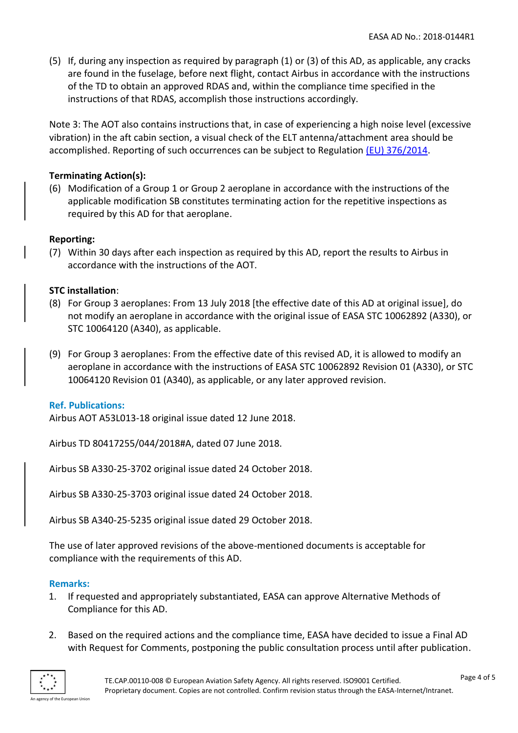(5) If, during any inspection as required by paragraph (1) or (3) of this AD, as applicable, any cracks are found in the fuselage, before next flight, contact Airbus in accordance with the instructions of the TD to obtain an approved RDAS and, within the compliance time specified in the instructions of that RDAS, accomplish those instructions accordingly.

Note 3: The AOT also contains instructions that, in case of experiencing a high noise level (excessive vibration) in the aft cabin section, a visual check of the ELT antenna/attachment area should be accomplished. Reporting of such occurrences can be subject to Regulation (EU) 376/2014.

**Terminating Action(s):**

(6) Modification of a Group 1 or Group 2 aeroplane in accordance with the instructions of the applicable modification SB constitutes terminating action for the repetitive inspections as required by this AD for that aeroplane.

**Reporting:**

(7) Within 30 days after each inspection as required by this AD, report the results to Airbus in accordance with the instructions of the AOT.

**STC installation**:

(8) For Group 3 aeroplanes: From 13 July 2018 [the effective date of this AD at original issue], do not modify an aeroplane in accordance with the original issue of EASA STC 10062892 (A330), or STC 10064120 (A340), as applicable.

(9) For Group 3 aeroplanes: From the effective date of this revised AD, it is allowed to modify an aeroplane in accordance with the instructions of EASA STC 10062892 Revision 01 (A330), or STC 10064120 Revision 01 (A340), as applicable, or any later approved revision.

**Ref. Publications:**

Airbus AOT A53L013-18 original issue dated 12 June 2018.

Airbus TD 80417255/044/2018#A, dated 07 June 2018.

Airbus SB A330-25-3702 original issue dated 24 October 2018.

Airbus SB A330-25-3703 original issue dated 24 October 2018.

Airbus SB A340-25-5235 original issue dated 29 October 2018.

The use of later approved revisions of the above-mentioned documents is acceptable for compliance with the requirements of this AD.

**Remarks:**

1. If requested and appropriately substantiated, EASA can approve Alternative Methods of Compliance for this AD.
2. Based on the required actions and the compliance time, EASA have decided to issue a Final AD with Request for Comments, postponing the public consultation process until after publication.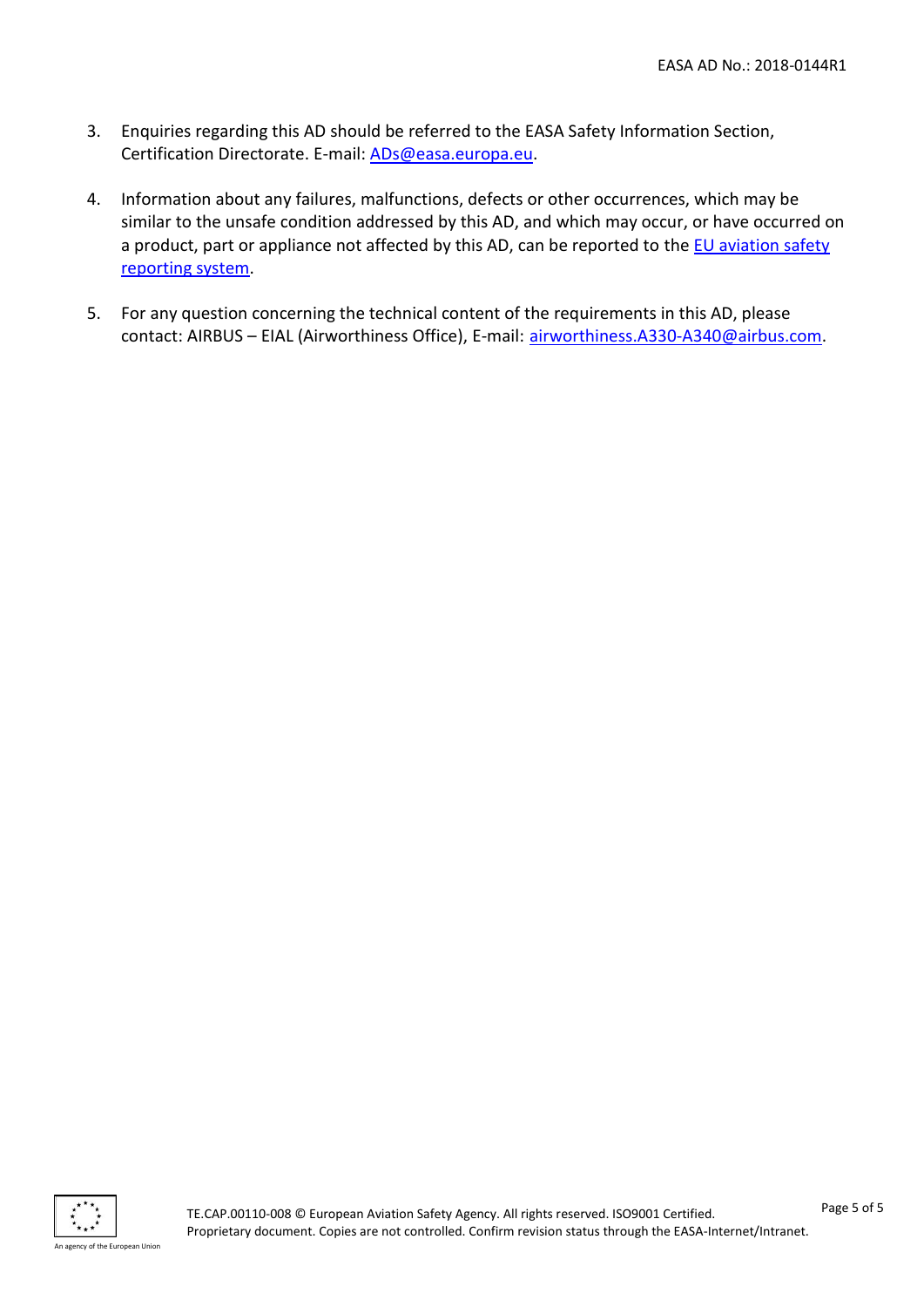3. Enquiries regarding this AD should be referred to the EASA Safety Information Section, Certification Directorate. E-mail: ADs@easa.europa.eu.

4. Information about any failures, malfunctions, defects or other occurrences, which may be similar to the unsafe condition addressed by this AD, and which may occur, or have occurred on a product, part or appliance not affected by this AD, can be reported to the EU aviation safety reporting system.

5. For any question concerning the technical content of the requirements in this AD, please contact: AIRBUS – EIAL (Airworthiness Office), E-mail: airworthiness.A330-A340@airbus.com.